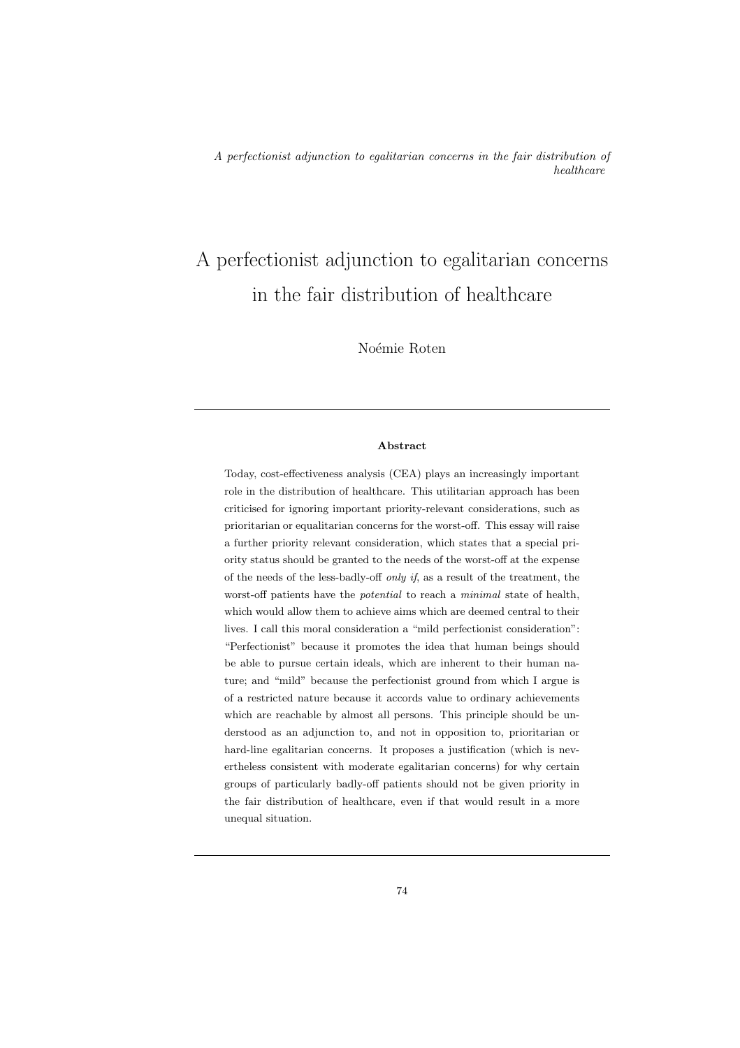# A perfectionist adjunction to egalitarian concerns in the fair distribution of healthcare

Noémie Roten

---

**Abstract**

Today, cost-effectiveness analysis (CEA) plays an increasingly important role in the distribution of healthcare. This utilitarian approach has been criticised for ignoring important priority-relevant considerations, such as prioritarian or equalitarian concerns for the worst-off. This essay will raise a further priority relevant consideration, which states that a special priority status should be granted to the needs of the worst-off at the expense of the needs of the less-badly-off *only if*, as a result of the treatment, the worst-off patients have the *potential* to reach a *minimal* state of health, which would allow them to achieve aims which are deemed central to their lives. I call this moral consideration a "mild perfectionist consideration": "Perfectionist" because it promotes the idea that human beings should be able to pursue certain ideals, which are inherent to their human nature; and "mild" because the perfectionist ground from which I argue is of a restricted nature because it accords value to ordinary achievements which are reachable by almost all persons. This principle should be understood as an adjunction to, and not in opposition to, prioritarian or hard-line egalitarian concerns. It proposes a justification (which is nevertheless consistent with moderate egalitarian concerns) for why certain groups of particularly badly-off patients should not be given priority in the fair distribution of healthcare, even if that would result in a more unequal situation.

---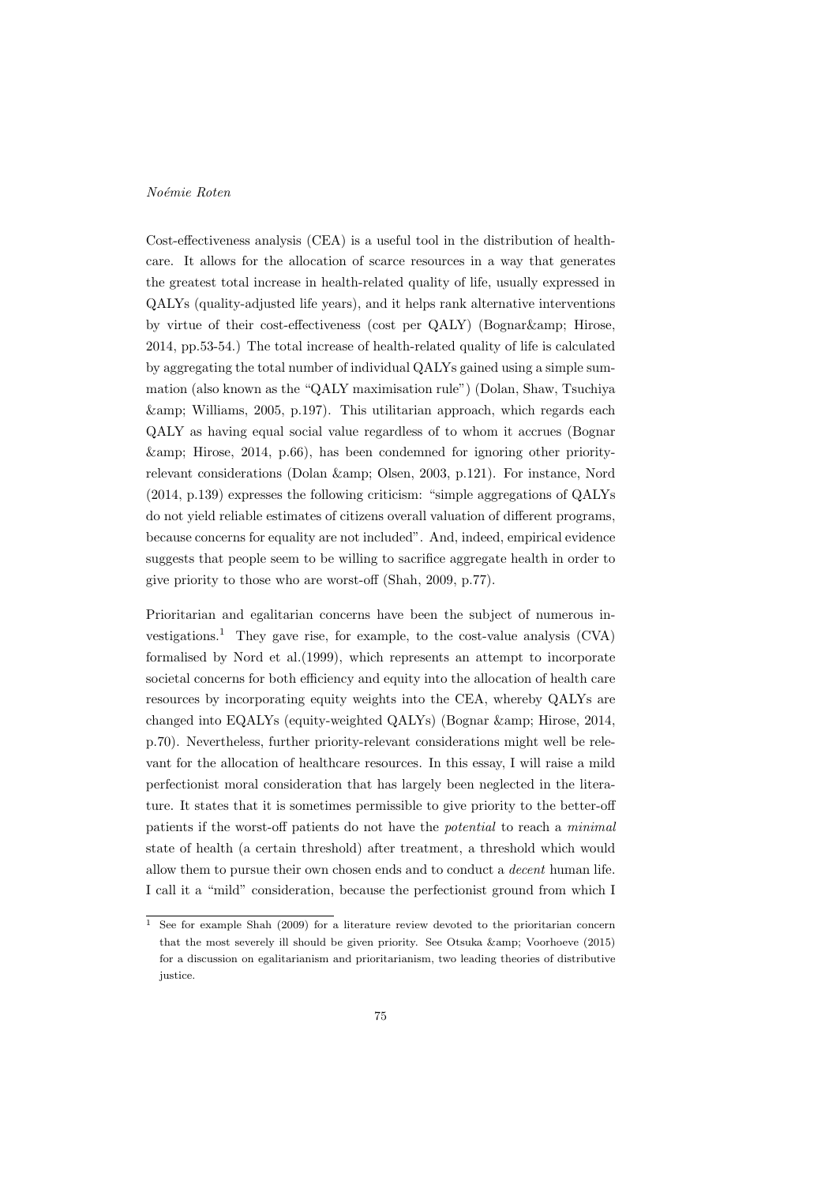Cost-effectiveness analysis (CEA) is a useful tool in the distribution of healthcare. It allows for the allocation of scarce resources in a way that generates the greatest total increase in health-related quality of life, usually expressed in QALYs (quality-adjusted life years), and it helps rank alternative interventions by virtue of their cost-effectiveness (cost per QALY) (Bognar&amp; Hirose, 2014, pp.53-54.) The total increase of health-related quality of life is calculated by aggregating the total number of individual QALYs gained using a simple summation (also known as the "QALY maximisation rule") (Dolan, Shaw, Tsuchiya &amp; Williams, 2005, p.197). This utilitarian approach, which regards each QALY as having equal social value regardless of to whom it accrues (Bognar &amp; Hirose, 2014, p.66), has been condemned for ignoring other priority-relevant considerations (Dolan &amp; Olsen, 2003, p.121). For instance, Nord (2014, p.139) expresses the following criticism: "simple aggregations of QALYs do not yield reliable estimates of citizens overall valuation of different programs, because concerns for equality are not included". And, indeed, empirical evidence suggests that people seem to be willing to sacrifice aggregate health in order to give priority to those who are worst-off (Shah, 2009, p.77).

Prioritarian and egalitarian concerns have been the subject of numerous investigations.[1] They gave rise, for example, to the cost-value analysis (CVA) formalised by Nord et al.(1999), which represents an attempt to incorporate societal concerns for both efficiency and equity into the allocation of health care resources by incorporating equity weights into the CEA, whereby QALYs are changed into EQALYs (equity-weighted QALYs) (Bognar &amp; Hirose, 2014, p.70). Nevertheless, further priority-relevant considerations might well be relevant for the allocation of healthcare resources. In this essay, I will raise a mild perfectionist moral consideration that has largely been neglected in the literature. It states that it is sometimes permissible to give priority to the better-off patients if the worst-off patients do not have the *potential* to reach a *minimal* state of health (a certain threshold) after treatment, a threshold which would allow them to pursue their own chosen ends and to conduct a *decent* human life. I call it a "mild" consideration, because the perfectionist ground from which I

[1] See for example Shah (2009) for a literature review devoted to the prioritarian concern that the most severely ill should be given priority. See Otsuka &amp; Voorhoeve (2015) for a discussion on egalitarianism and prioritarianism, two leading theories of distributive justice.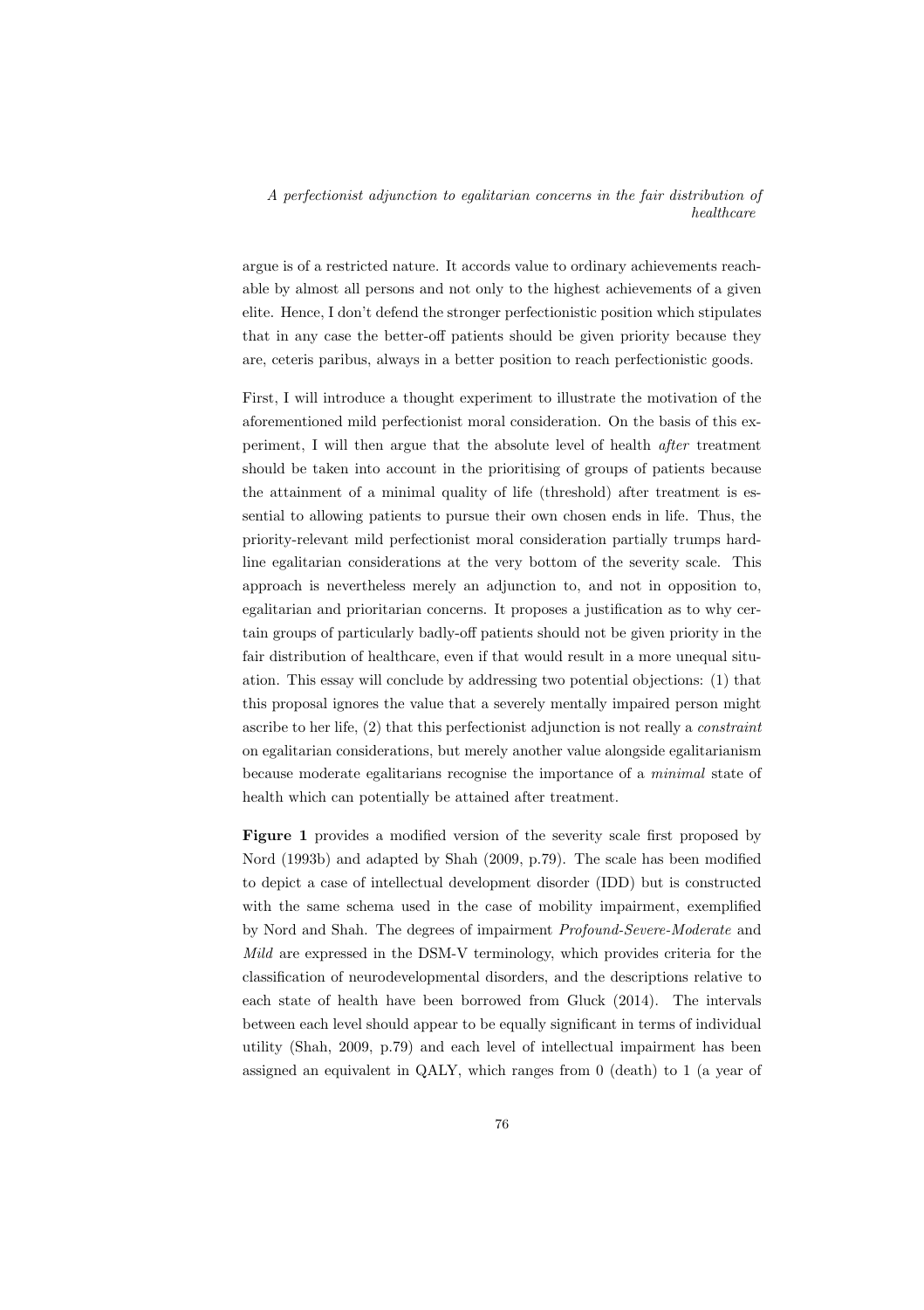argue is of a restricted nature. It accords value to ordinary achievements reachable by almost all persons and not only to the highest achievements of a given elite. Hence, I don't defend the stronger perfectionistic position which stipulates that in any case the better-off patients should be given priority because they are, ceteris paribus, always in a better position to reach perfectionistic goods.

First, I will introduce a thought experiment to illustrate the motivation of the aforementioned mild perfectionist moral consideration. On the basis of this experiment, I will then argue that the absolute level of health *after* treatment should be taken into account in the prioritising of groups of patients because the attainment of a minimal quality of life (threshold) after treatment is essential to allowing patients to pursue their own chosen ends in life. Thus, the priority-relevant mild perfectionist moral consideration partially trumps hardline egalitarian considerations at the very bottom of the severity scale. This approach is nevertheless merely an adjunction to, and not in opposition to, egalitarian and prioritarian concerns. It proposes a justification as to why certain groups of particularly badly-off patients should not be given priority in the fair distribution of healthcare, even if that would result in a more unequal situation. This essay will conclude by addressing two potential objections: (1) that this proposal ignores the value that a severely mentally impaired person might ascribe to her life, (2) that this perfectionist adjunction is not really a *constraint* on egalitarian considerations, but merely another value alongside egalitarianism because moderate egalitarians recognise the importance of a *minimal* state of health which can potentially be attained after treatment.

**Figure 1** provides a modified version of the severity scale first proposed by Nord (1993b) and adapted by Shah (2009, p.79). The scale has been modified to depict a case of intellectual development disorder (IDD) but is constructed with the same schema used in the case of mobility impairment, exemplified by Nord and Shah. The degrees of impairment *Profound-Severe-Moderate* and *Mild* are expressed in the DSM-V terminology, which provides criteria for the classification of neurodevelopmental disorders, and the descriptions relative to each state of health have been borrowed from Gluck (2014). The intervals between each level should appear to be equally significant in terms of individual utility (Shah, 2009, p.79) and each level of intellectual impairment has been assigned an equivalent in QALY, which ranges from 0 (death) to 1 (a year of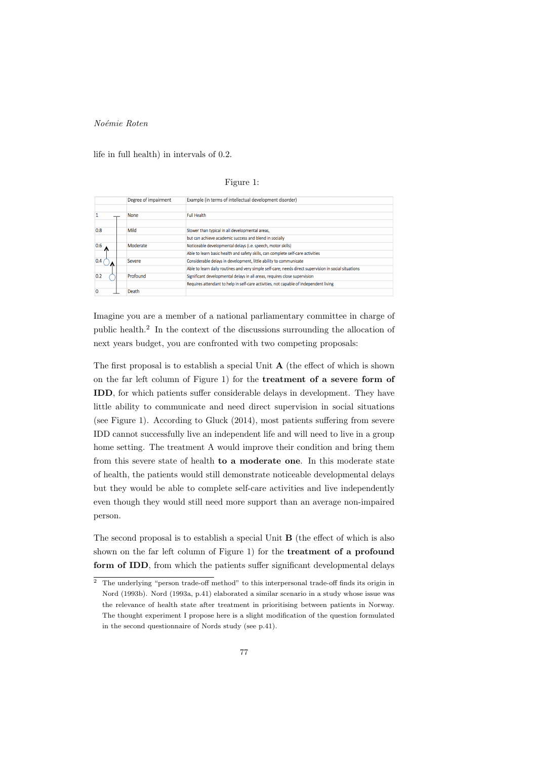life in full health) in intervals of 0.2.

Figure 1:

| | Degree of impairment | Example (in terms of intellectual development disorder) |
|---|---|---|
| | | |
| 1 | None | Full Health |
| | | |
| 0.8 | Mild | Slower than typical in all developmental areas, |
| | | but can achieve academic success and blend in socially |
| 0.6 | Moderate | Noticeable developmental delays (i.e. speech, motor skills) |
| | | Able to learn basic health and safety skills, can complete self-care activities |
| 0.4 | Severe | Considerable delays in development, little ability to communicate |
| | | Able to learn daily routines and very simple self-care; needs direct supervision in social situations |
| 0.2 | Profound | Significant developmental delays in all areas, requires close supervision |
| | | Requires attendant to help in self-care activities, not capable of independent living |
| 0 | Death | |

Imagine you are a member of a national parliamentary committee in charge of public health.[2] In the context of the discussions surrounding the allocation of next years budget, you are confronted with two competing proposals:

The first proposal is to establish a special Unit **A** (the effect of which is shown on the far left column of Figure 1) for the **treatment of a severe form of IDD**, for which patients suffer considerable delays in development. They have little ability to communicate and need direct supervision in social situations (see Figure 1). According to Gluck (2014), most patients suffering from severe IDD cannot successfully live an independent life and will need to live in a group home setting. The treatment A would improve their condition and bring them from this severe state of health **to a moderate one**. In this moderate state of health, the patients would still demonstrate noticeable developmental delays but they would be able to complete self-care activities and live independently even though they would still need more support than an average non-impaired person.

The second proposal is to establish a special Unit **B** (the effect of which is also shown on the far left column of Figure 1) for the **treatment of a profound form of IDD**, from which the patients suffer significant developmental delays

[2] The underlying "person trade-off method" to this interpersonal trade-off finds its origin in Nord (1993b). Nord (1993a, p.41) elaborated a similar scenario in a study whose issue was the relevance of health state after treatment in prioritising between patients in Norway. The thought experiment I propose here is a slight modification of the question formulated in the second questionnaire of Nords study (see p.41).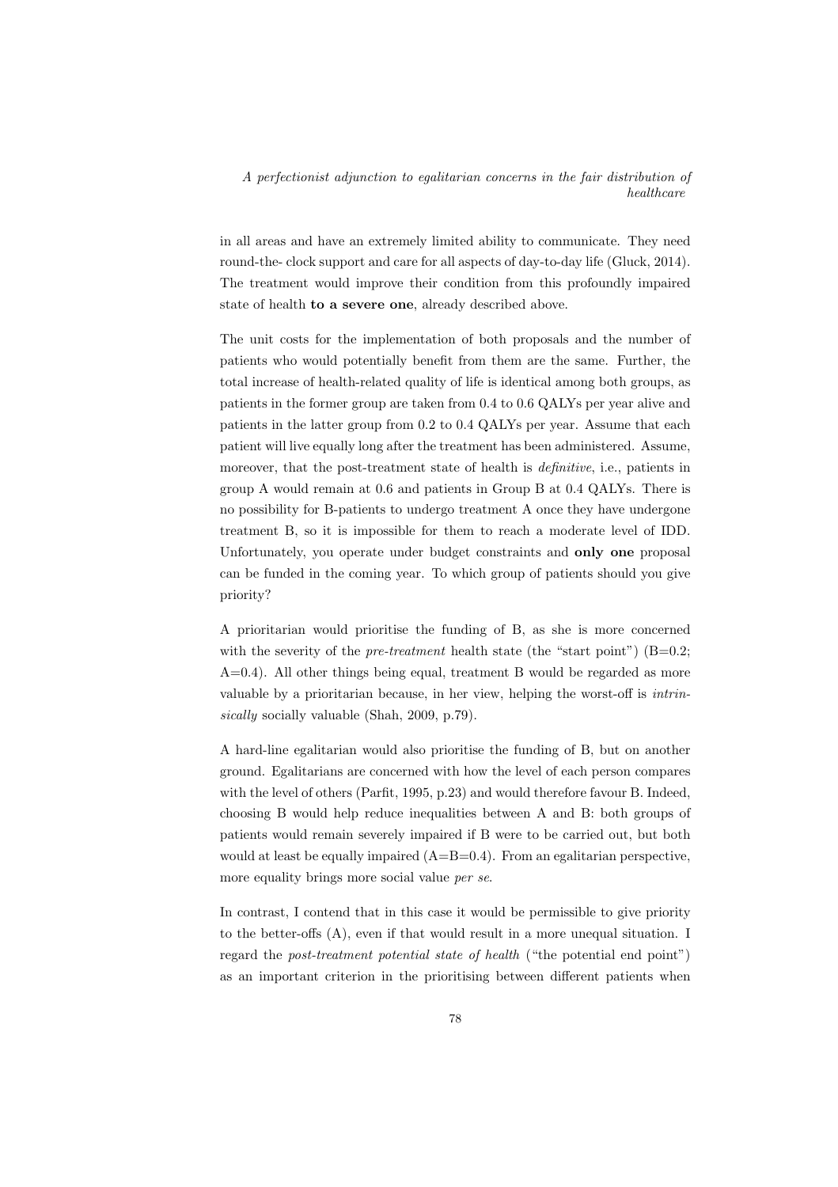in all areas and have an extremely limited ability to communicate. They need round-the- clock support and care for all aspects of day-to-day life (Gluck, 2014). The treatment would improve their condition from this profoundly impaired state of health **to a severe one**, already described above.

The unit costs for the implementation of both proposals and the number of patients who would potentially benefit from them are the same. Further, the total increase of health-related quality of life is identical among both groups, as patients in the former group are taken from 0.4 to 0.6 QALYs per year alive and patients in the latter group from 0.2 to 0.4 QALYs per year. Assume that each patient will live equally long after the treatment has been administered. Assume, moreover, that the post-treatment state of health is *definitive*, i.e., patients in group A would remain at 0.6 and patients in Group B at 0.4 QALYs. There is no possibility for B-patients to undergo treatment A once they have undergone treatment B, so it is impossible for them to reach a moderate level of IDD. Unfortunately, you operate under budget constraints and **only one** proposal can be funded in the coming year. To which group of patients should you give priority?

A prioritarian would prioritise the funding of B, as she is more concerned with the severity of the *pre-treatment* health state (the "start point") (B=0.2; A=0.4). All other things being equal, treatment B would be regarded as more valuable by a prioritarian because, in her view, helping the worst-off is *intrinsically* socially valuable (Shah, 2009, p.79).

A hard-line egalitarian would also prioritise the funding of B, but on another ground. Egalitarians are concerned with how the level of each person compares with the level of others (Parfit, 1995, p.23) and would therefore favour B. Indeed, choosing B would help reduce inequalities between A and B: both groups of patients would remain severely impaired if B were to be carried out, but both would at least be equally impaired (A=B=0.4). From an egalitarian perspective, more equality brings more social value *per se*.

In contrast, I contend that in this case it would be permissible to give priority to the better-offs (A), even if that would result in a more unequal situation. I regard the *post-treatment potential state of health* ("the potential end point") as an important criterion in the prioritising between different patients when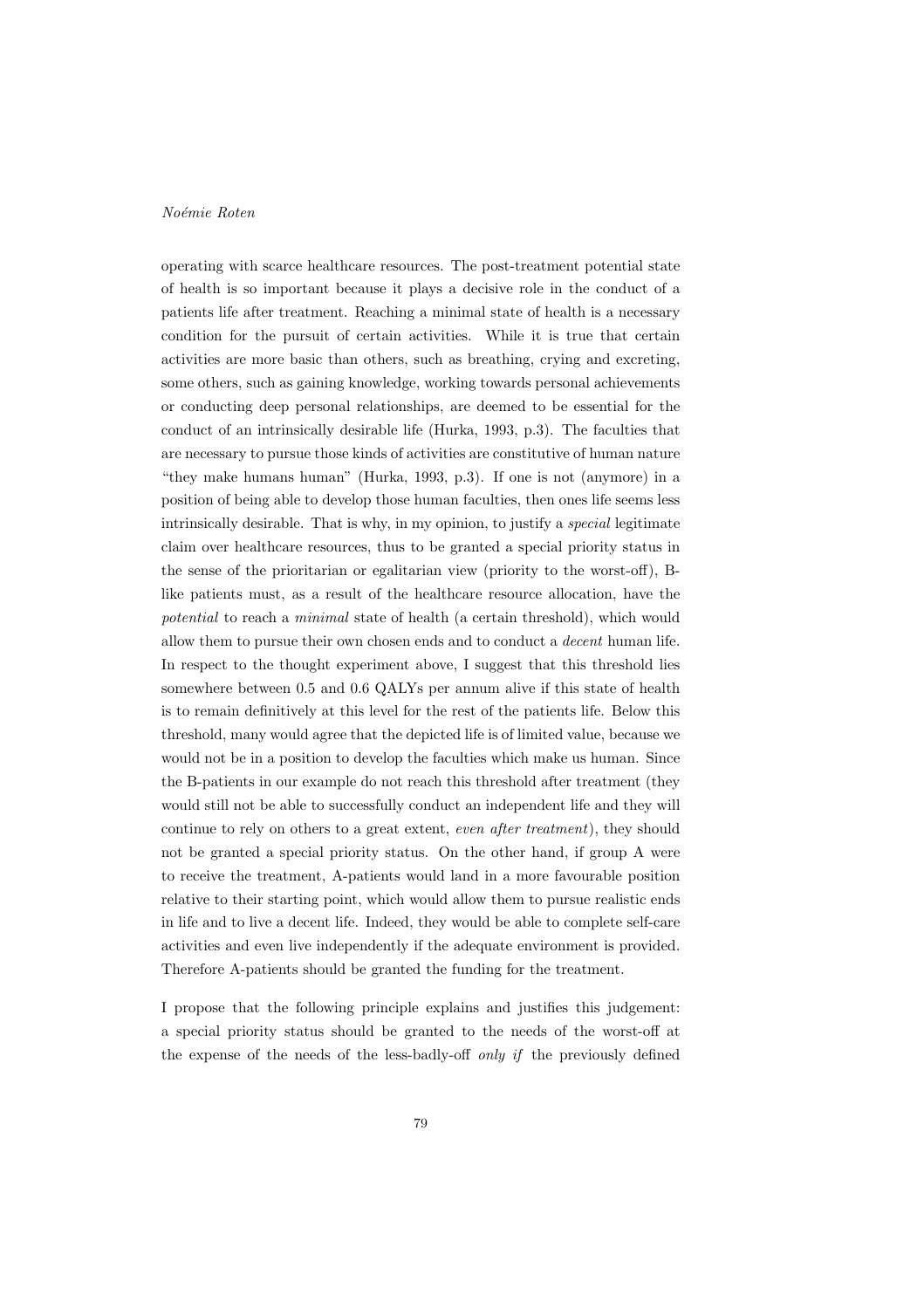operating with scarce healthcare resources. The post-treatment potential state of health is so important because it plays a decisive role in the conduct of a patients life after treatment. Reaching a minimal state of health is a necessary condition for the pursuit of certain activities. While it is true that certain activities are more basic than others, such as breathing, crying and excreting, some others, such as gaining knowledge, working towards personal achievements or conducting deep personal relationships, are deemed to be essential for the conduct of an intrinsically desirable life (Hurka, 1993, p.3). The faculties that are necessary to pursue those kinds of activities are constitutive of human nature "they make humans human" (Hurka, 1993, p.3). If one is not (anymore) in a position of being able to develop those human faculties, then ones life seems less intrinsically desirable. That is why, in my opinion, to justify a *special* legitimate claim over healthcare resources, thus to be granted a special priority status in the sense of the prioritarian or egalitarian view (priority to the worst-off), B-like patients must, as a result of the healthcare resource allocation, have the *potential* to reach a *minimal* state of health (a certain threshold), which would allow them to pursue their own chosen ends and to conduct a *decent* human life. In respect to the thought experiment above, I suggest that this threshold lies somewhere between 0.5 and 0.6 QALYs per annum alive if this state of health is to remain definitively at this level for the rest of the patients life. Below this threshold, many would agree that the depicted life is of limited value, because we would not be in a position to develop the faculties which make us human. Since the B-patients in our example do not reach this threshold after treatment (they would still not be able to successfully conduct an independent life and they will continue to rely on others to a great extent, *even after treatment*), they should not be granted a special priority status. On the other hand, if group A were to receive the treatment, A-patients would land in a more favourable position relative to their starting point, which would allow them to pursue realistic ends in life and to live a decent life. Indeed, they would be able to complete self-care activities and even live independently if the adequate environment is provided. Therefore A-patients should be granted the funding for the treatment.

I propose that the following principle explains and justifies this judgement: a special priority status should be granted to the needs of the worst-off at the expense of the needs of the less-badly-off *only if* the previously defined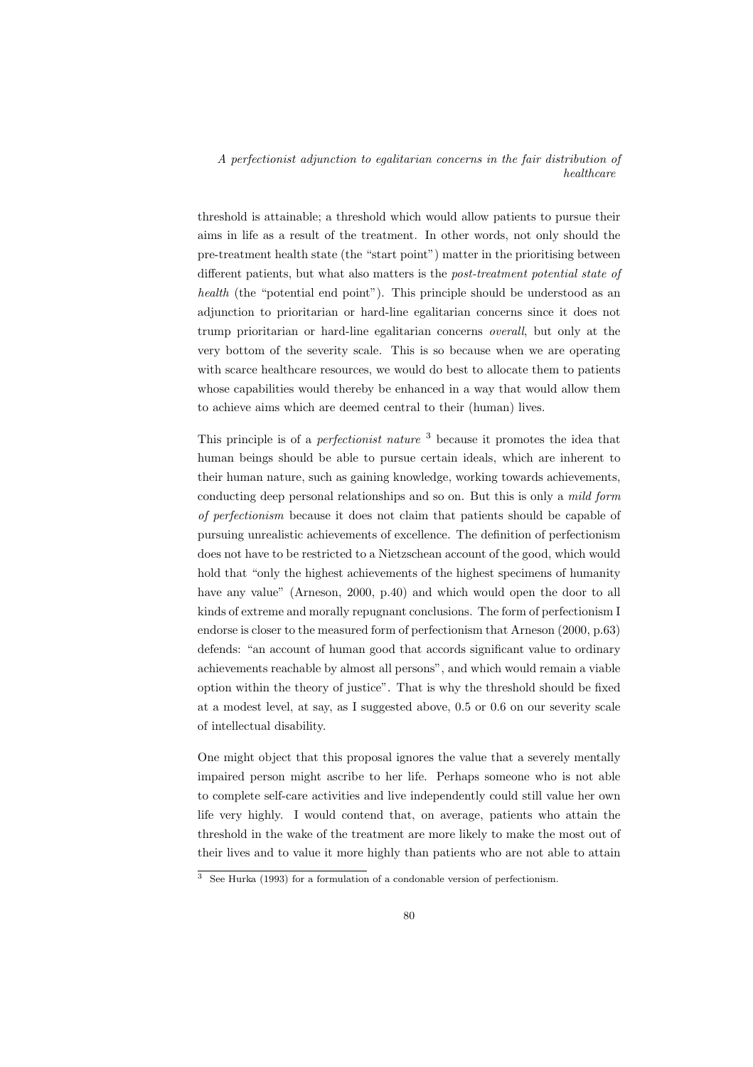threshold is attainable; a threshold which would allow patients to pursue their aims in life as a result of the treatment. In other words, not only should the pre-treatment health state (the "start point") matter in the prioritising between different patients, but what also matters is the *post-treatment potential state of health* (the "potential end point"). This principle should be understood as an adjunction to prioritarian or hard-line egalitarian concerns since it does not trump prioritarian or hard-line egalitarian concerns *overall*, but only at the very bottom of the severity scale. This is so because when we are operating with scarce healthcare resources, we would do best to allocate them to patients whose capabilities would thereby be enhanced in a way that would allow them to achieve aims which are deemed central to their (human) lives.

This principle is of a *perfectionist nature* [3] because it promotes the idea that human beings should be able to pursue certain ideals, which are inherent to their human nature, such as gaining knowledge, working towards achievements, conducting deep personal relationships and so on. But this is only a *mild form of perfectionism* because it does not claim that patients should be capable of pursuing unrealistic achievements of excellence. The definition of perfectionism does not have to be restricted to a Nietzschean account of the good, which would hold that "only the highest achievements of the highest specimens of humanity have any value" (Arneson, 2000, p.40) and which would open the door to all kinds of extreme and morally repugnant conclusions. The form of perfectionism I endorse is closer to the measured form of perfectionism that Arneson (2000, p.63) defends: "an account of human good that accords significant value to ordinary achievements reachable by almost all persons", and which would remain a viable option within the theory of justice". That is why the threshold should be fixed at a modest level, at say, as I suggested above, 0.5 or 0.6 on our severity scale of intellectual disability.

One might object that this proposal ignores the value that a severely mentally impaired person might ascribe to her life. Perhaps someone who is not able to complete self-care activities and live independently could still value her own life very highly. I would contend that, on average, patients who attain the threshold in the wake of the treatment are more likely to make the most out of their lives and to value it more highly than patients who are not able to attain

[3] See Hurka (1993) for a formulation of a condonable version of perfectionism.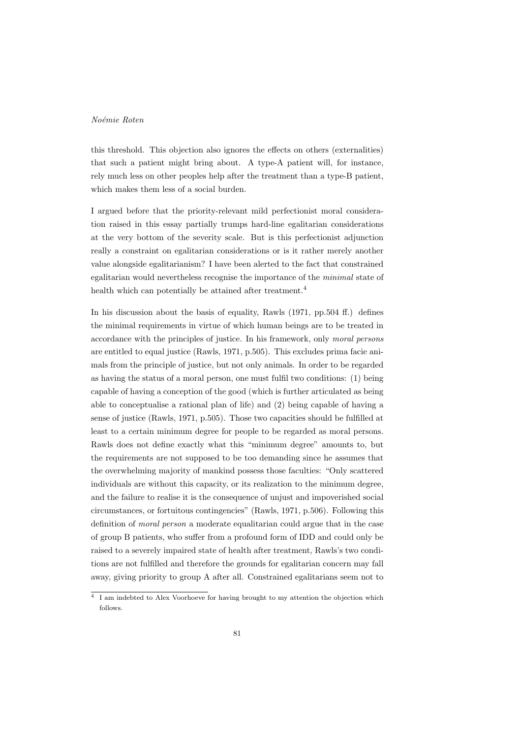this threshold. This objection also ignores the effects on others (externalities) that such a patient might bring about. A type-A patient will, for instance, rely much less on other peoples help after the treatment than a type-B patient, which makes them less of a social burden.

I argued before that the priority-relevant mild perfectionist moral consideration raised in this essay partially trumps hard-line egalitarian considerations at the very bottom of the severity scale. But is this perfectionist adjunction really a constraint on egalitarian considerations or is it rather merely another value alongside egalitarianism? I have been alerted to the fact that constrained egalitarian would nevertheless recognise the importance of the *minimal* state of health which can potentially be attained after treatment.[4]

In his discussion about the basis of equality, Rawls (1971, pp.504 ff.) defines the minimal requirements in virtue of which human beings are to be treated in accordance with the principles of justice. In his framework, only *moral persons* are entitled to equal justice (Rawls, 1971, p.505). This excludes prima facie animals from the principle of justice, but not only animals. In order to be regarded as having the status of a moral person, one must fulfil two conditions: (1) being capable of having a conception of the good (which is further articulated as being able to conceptualise a rational plan of life) and (2) being capable of having a sense of justice (Rawls, 1971, p.505). Those two capacities should be fulfilled at least to a certain minimum degree for people to be regarded as moral persons. Rawls does not define exactly what this "minimum degree" amounts to, but the requirements are not supposed to be too demanding since he assumes that the overwhelming majority of mankind possess those faculties: "Only scattered individuals are without this capacity, or its realization to the minimum degree, and the failure to realise it is the consequence of unjust and impoverished social circumstances, or fortuitous contingencies" (Rawls, 1971, p.506). Following this definition of *moral person* a moderate equalitarian could argue that in the case of group B patients, who suffer from a profound form of IDD and could only be raised to a severely impaired state of health after treatment, Rawls's two conditions are not fulfilled and therefore the grounds for egalitarian concern may fall away, giving priority to group A after all. Constrained egalitarians seem not to

[4] I am indebted to Alex Voorhoeve for having brought to my attention the objection which follows.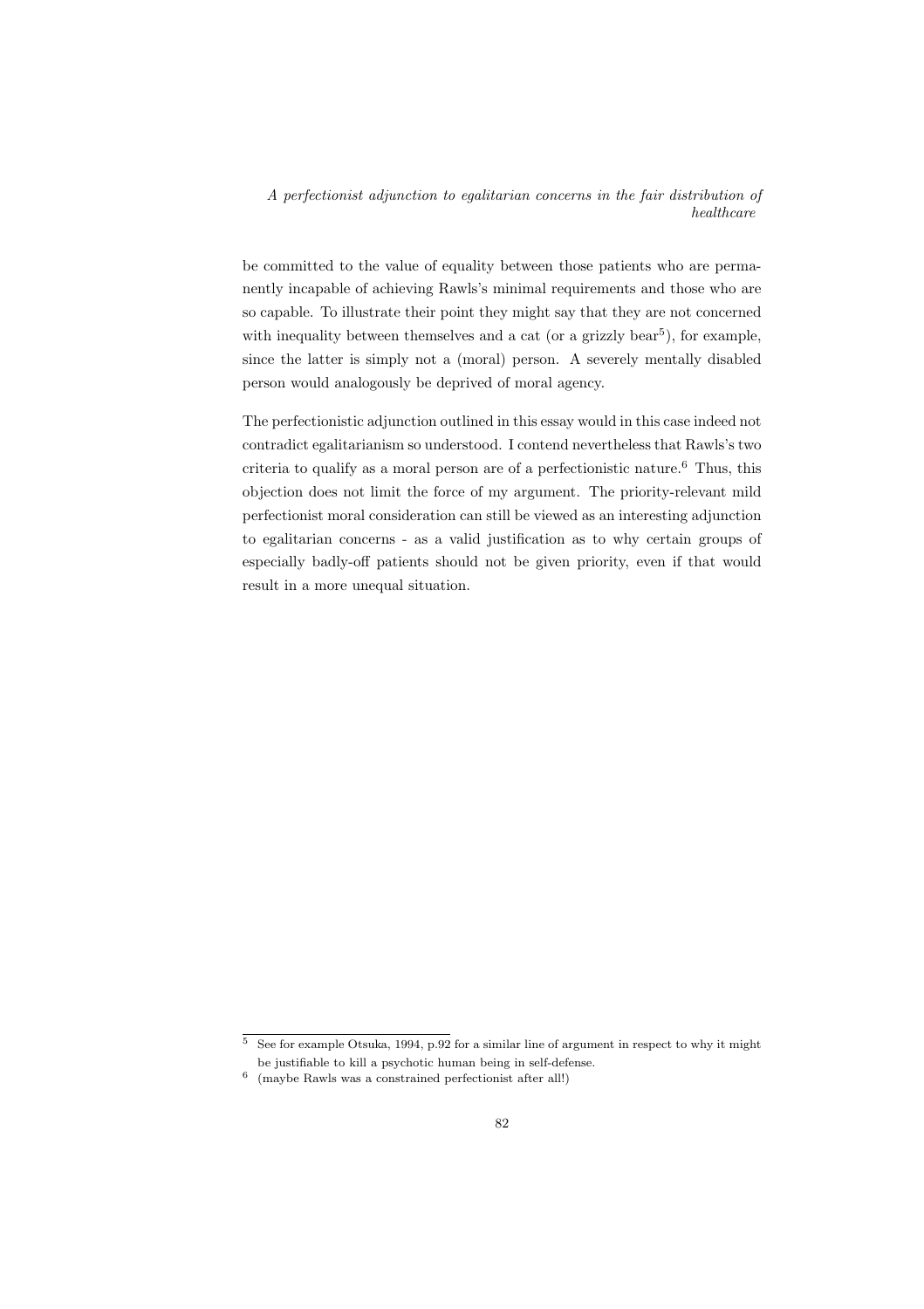be committed to the value of equality between those patients who are permanently incapable of achieving Rawls's minimal requirements and those who are so capable. To illustrate their point they might say that they are not concerned with inequality between themselves and a cat (or a grizzly bear[5]), for example, since the latter is simply not a (moral) person. A severely mentally disabled person would analogously be deprived of moral agency.

The perfectionistic adjunction outlined in this essay would in this case indeed not contradict egalitarianism so understood. I contend nevertheless that Rawls's two criteria to qualify as a moral person are of a perfectionistic nature.[6] Thus, this objection does not limit the force of my argument. The priority-relevant mild perfectionist moral consideration can still be viewed as an interesting adjunction to egalitarian concerns - as a valid justification as to why certain groups of especially badly-off patients should not be given priority, even if that would result in a more unequal situation.

---

[5] See for example Otsuka, 1994, p.92 for a similar line of argument in respect to why it might be justifiable to kill a psychotic human being in self-defense.

[6] (maybe Rawls was a constrained perfectionist after all!)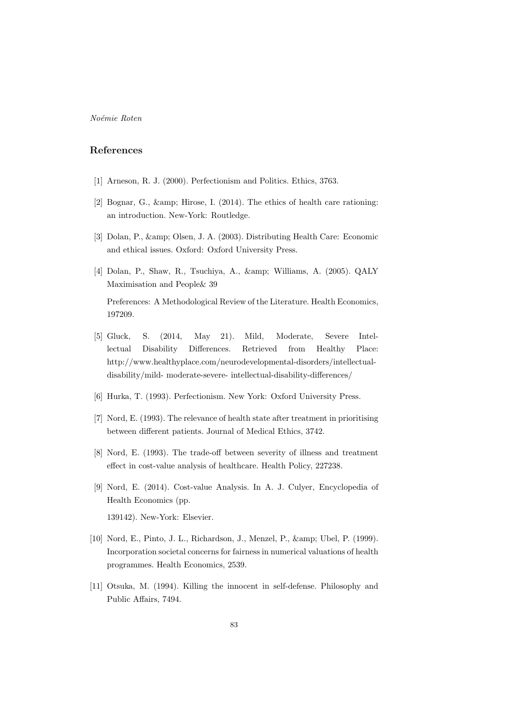## References

[1] Arneson, R. J. (2000). Perfectionism and Politics. Ethics, 3763.

[2] Bognar, G., &amp; Hirose, I. (2014). The ethics of health care rationing: an introduction. New-York: Routledge.

[3] Dolan, P., &amp; Olsen, J. A. (2003). Distributing Health Care: Economic and ethical issues. Oxford: Oxford University Press.

[4] Dolan, P., Shaw, R., Tsuchiya, A., &amp; Williams, A. (2005). QALY Maximisation and People& 39

Preferences: A Methodological Review of the Literature. Health Economics, 197209.

[5] Gluck, S. (2014, May 21). Mild, Moderate, Severe Intellectual Disability Differences. Retrieved from Healthy Place: http://www.healthyplace.com/neurodevelopmental-disorders/intellectual-disability/mild- moderate-severe- intellectual-disability-differences/

[6] Hurka, T. (1993). Perfectionism. New York: Oxford University Press.

[7] Nord, E. (1993). The relevance of health state after treatment in prioritising between different patients. Journal of Medical Ethics, 3742.

[8] Nord, E. (1993). The trade-off between severity of illness and treatment effect in cost-value analysis of healthcare. Health Policy, 227238.

[9] Nord, E. (2014). Cost-value Analysis. In A. J. Culyer, Encyclopedia of Health Economics (pp.

139142). New-York: Elsevier.

[10] Nord, E., Pinto, J. L., Richardson, J., Menzel, P., &amp; Ubel, P. (1999). Incorporation societal concerns for fairness in numerical valuations of health programmes. Health Economics, 2539.

[11] Otsuka, M. (1994). Killing the innocent in self-defense. Philosophy and Public Affairs, 7494.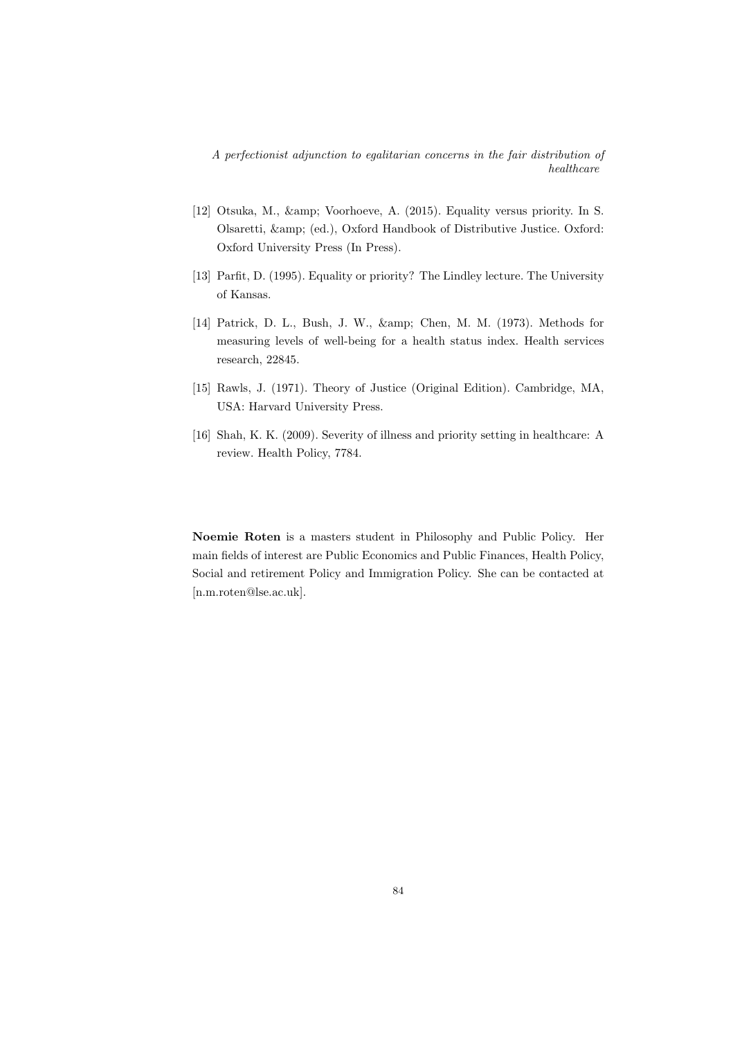[12] Otsuka, M., &amp; Voorhoeve, A. (2015). Equality versus priority. In S. Olsaretti, &amp; (ed.), Oxford Handbook of Distributive Justice. Oxford: Oxford University Press (In Press).

[13] Parfit, D. (1995). Equality or priority? The Lindley lecture. The University of Kansas.

[14] Patrick, D. L., Bush, J. W., &amp; Chen, M. M. (1973). Methods for measuring levels of well-being for a health status index. Health services research, 22845.

[15] Rawls, J. (1971). Theory of Justice (Original Edition). Cambridge, MA, USA: Harvard University Press.

[16] Shah, K. K. (2009). Severity of illness and priority setting in healthcare: A review. Health Policy, 7784.

**Noemie Roten** is a masters student in Philosophy and Public Policy. Her main fields of interest are Public Economics and Public Finances, Health Policy, Social and retirement Policy and Immigration Policy. She can be contacted at [n.m.roten@lse.ac.uk].